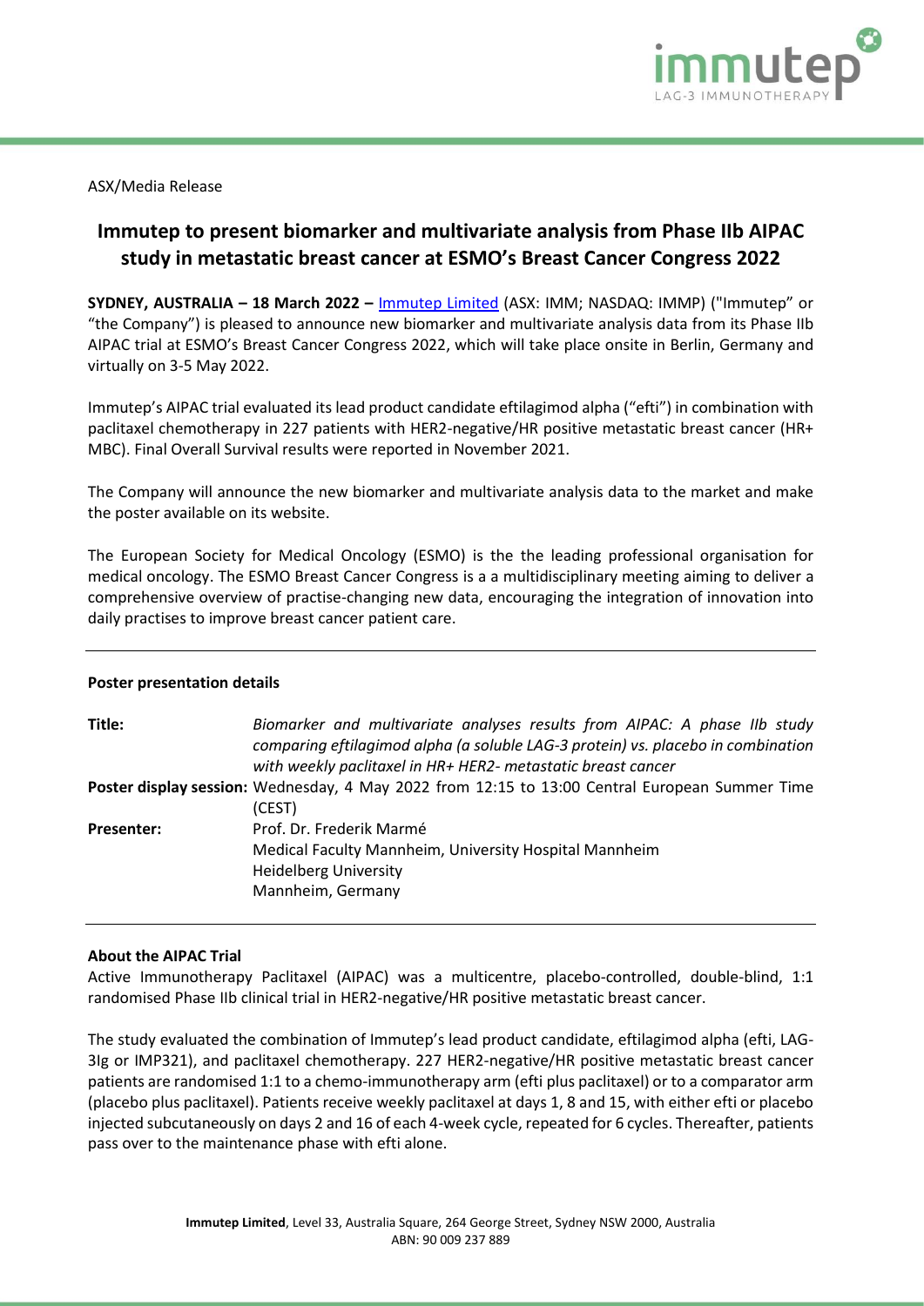ASX/Media Release

# Immutep to present biomarker and multivariate analysis from Phase IIb AIPAC study in metastatic breast cancer at ESMO's Breast Cancer Congress 2022

**SYDNEY, AUSTRALIA – 18 March 2022 –** Immutep Limited (ASX: IMM; NASDAQ: IMMP) ("Immutep" or "the Company") is pleased to announce new biomarker and multivariate analysis data from its Phase IIb AIPAC trial at ESMO's Breast Cancer Congress 2022, which will take place onsite in Berlin, Germany and virtually on 3-5 May 2022.

Immutep's AIPAC trial evaluated its lead product candidate eftilagimod alpha ("efti") in combination with paclitaxel chemotherapy in 227 patients with HER2-negative/HR positive metastatic breast cancer (HR+ MBC). Final Overall Survival results were reported in November 2021.

The Company will announce the new biomarker and multivariate analysis data to the market and make the poster available on its website.

The European Society for Medical Oncology (ESMO) is the the leading professional organisation for medical oncology. The ESMO Breast Cancer Congress is a a multidisciplinary meeting aiming to deliver a comprehensive overview of practise-changing new data, encouraging the integration of innovation into daily practises to improve breast cancer patient care.

---

**Poster presentation details**

| | |
|---|---|
| **Title:** | *Biomarker and multivariate analyses results from AIPAC: A phase IIb study comparing eftilagimod alpha (a soluble LAG-3 protein) vs. placebo in combination with weekly paclitaxel in HR+ HER2- metastatic breast cancer* |
| **Poster display session:** | Wednesday, 4 May 2022 from 12:15 to 13:00 Central European Summer Time (CEST) |
| **Presenter:** | Prof. Dr. Frederik Marmé<br>Medical Faculty Mannheim, University Hospital Mannheim<br>Heidelberg University<br>Mannheim, Germany |

---

**About the AIPAC Trial**

Active Immunotherapy Paclitaxel (AIPAC) was a multicentre, placebo-controlled, double-blind, 1:1 randomised Phase IIb clinical trial in HER2-negative/HR positive metastatic breast cancer.

The study evaluated the combination of Immutep's lead product candidate, eftilagimod alpha (efti, LAG-3Ig or IMP321), and paclitaxel chemotherapy. 227 HER2-negative/HR positive metastatic breast cancer patients are randomised 1:1 to a chemo-immunotherapy arm (efti plus paclitaxel) or to a comparator arm (placebo plus paclitaxel). Patients receive weekly paclitaxel at days 1, 8 and 15, with either efti or placebo injected subcutaneously on days 2 and 16 of each 4-week cycle, repeated for 6 cycles. Thereafter, patients pass over to the maintenance phase with efti alone.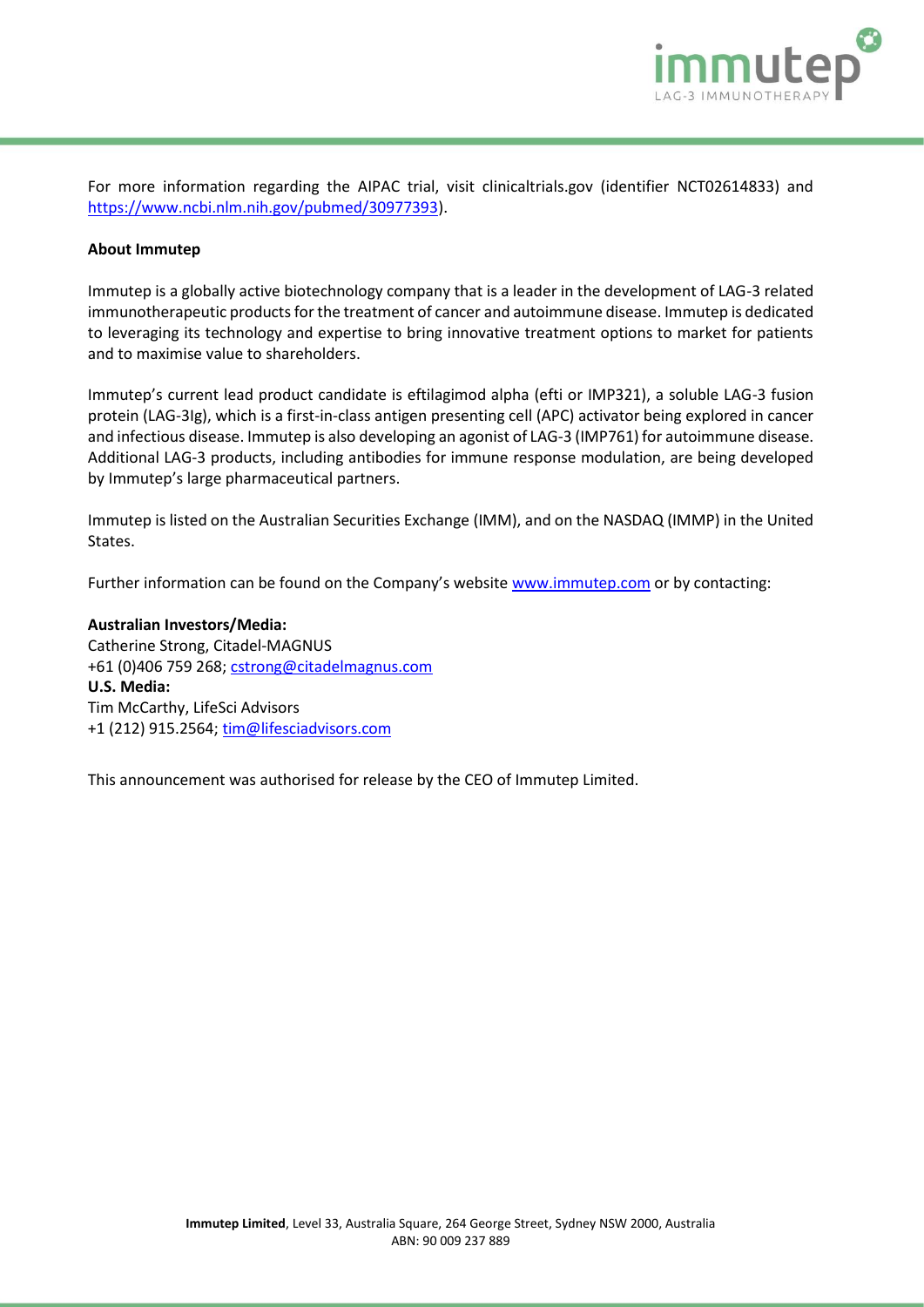For more information regarding the AIPAC trial, visit clinicaltrials.gov (identifier NCT02614833) and https://www.ncbi.nlm.nih.gov/pubmed/30977393).

**About Immutep**

Immutep is a globally active biotechnology company that is a leader in the development of LAG-3 related immunotherapeutic products for the treatment of cancer and autoimmune disease. Immutep is dedicated to leveraging its technology and expertise to bring innovative treatment options to market for patients and to maximise value to shareholders.

Immutep's current lead product candidate is eftilagimod alpha (efti or IMP321), a soluble LAG-3 fusion protein (LAG-3Ig), which is a first-in-class antigen presenting cell (APC) activator being explored in cancer and infectious disease. Immutep is also developing an agonist of LAG-3 (IMP761) for autoimmune disease. Additional LAG-3 products, including antibodies for immune response modulation, are being developed by Immutep's large pharmaceutical partners.

Immutep is listed on the Australian Securities Exchange (IMM), and on the NASDAQ (IMMP) in the United States.

Further information can be found on the Company's website www.immutep.com or by contacting:

**Australian Investors/Media:**
Catherine Strong, Citadel-MAGNUS
+61 (0)406 759 268; cstrong@citadelmagnus.com
**U.S. Media:**
Tim McCarthy, LifeSci Advisors
+1 (212) 915.2564; tim@lifesciadvisors.com

This announcement was authorised for release by the CEO of Immutep Limited.

**Immutep Limited**, Level 33, Australia Square, 264 George Street, Sydney NSW 2000, Australia
ABN: 90 009 237 889